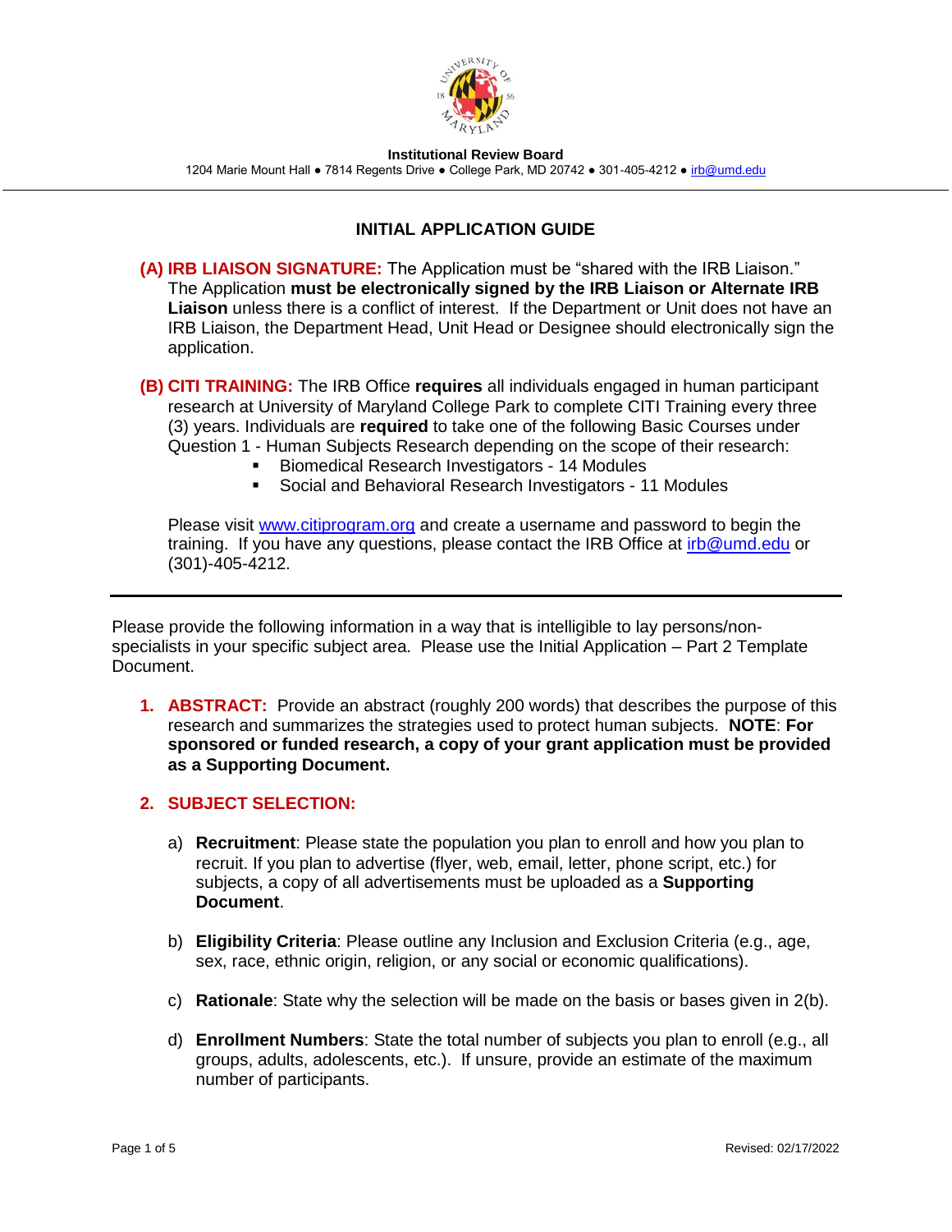**Institutional Review Board**

1204 Marie Mount Hall ● 7814 Regents Drive ● College Park, MD 20742 ● 301-405-4212 ● irb@umd.edu

## INITIAL APPLICATION GUIDE

**(A) IRB LIAISON SIGNATURE:** The Application must be "shared with the IRB Liaison." The Application **must be electronically signed by the IRB Liaison or Alternate IRB Liaison** unless there is a conflict of interest. If the Department or Unit does not have an IRB Liaison, the Department Head, Unit Head or Designee should electronically sign the application.

**(B) CITI TRAINING:** The IRB Office **requires** all individuals engaged in human participant research at University of Maryland College Park to complete CITI Training every three (3) years. Individuals are **required** to take one of the following Basic Courses under Question 1 - Human Subjects Research depending on the scope of their research:

- Biomedical Research Investigators - 14 Modules
- Social and Behavioral Research Investigators - 11 Modules

Please visit www.citiprogram.org and create a username and password to begin the training. If you have any questions, please contact the IRB Office at irb@umd.edu or (301)-405-4212.

---

Please provide the following information in a way that is intelligible to lay persons/non-specialists in your specific subject area. Please use the Initial Application – Part 2 Template Document.

1. **ABSTRACT:** Provide an abstract (roughly 200 words) that describes the purpose of this research and summarizes the strategies used to protect human subjects. **NOTE**: **For sponsored or funded research, a copy of your grant application must be provided as a Supporting Document.**

2. **SUBJECT SELECTION:**

   a) **Recruitment**: Please state the population you plan to enroll and how you plan to recruit. If you plan to advertise (flyer, web, email, letter, phone script, etc.) for subjects, a copy of all advertisements must be uploaded as a **Supporting Document**.

   b) **Eligibility Criteria**: Please outline any Inclusion and Exclusion Criteria (e.g., age, sex, race, ethnic origin, religion, or any social or economic qualifications).

   c) **Rationale**: State why the selection will be made on the basis or bases given in 2(b).

   d) **Enrollment Numbers**: State the total number of subjects you plan to enroll (e.g., all groups, adults, adolescents, etc.). If unsure, provide an estimate of the maximum number of participants.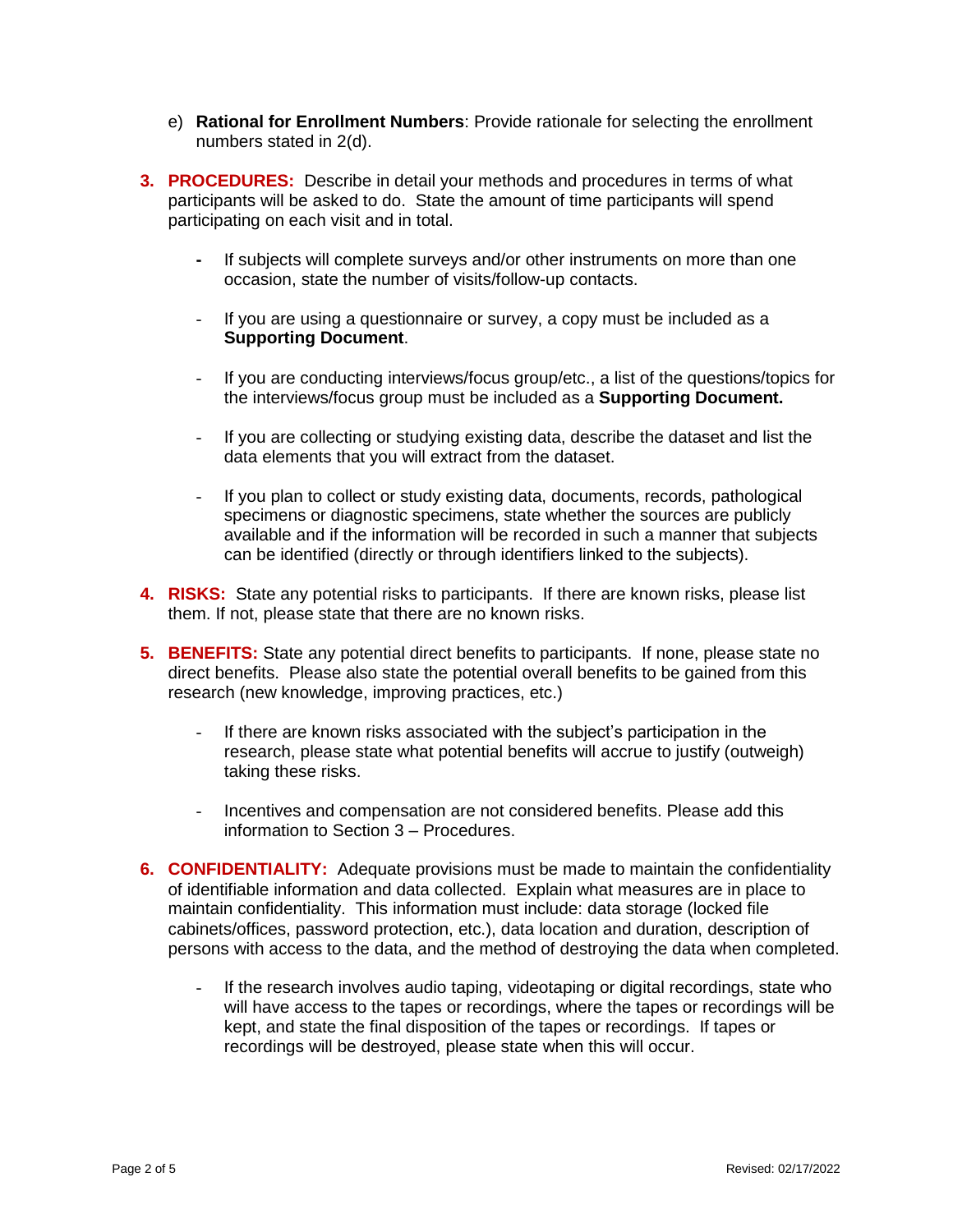e) **Rational for Enrollment Numbers**: Provide rationale for selecting the enrollment numbers stated in 2(d).

3. **PROCEDURES:** Describe in detail your methods and procedures in terms of what participants will be asked to do. State the amount of time participants will spend participating on each visit and in total.

   - If subjects will complete surveys and/or other instruments on more than one occasion, state the number of visits/follow-up contacts.

   - If you are using a questionnaire or survey, a copy must be included as a **Supporting Document**.

   - If you are conducting interviews/focus group/etc., a list of the questions/topics for the interviews/focus group must be included as a **Supporting Document.**

   - If you are collecting or studying existing data, describe the dataset and list the data elements that you will extract from the dataset.

   - If you plan to collect or study existing data, documents, records, pathological specimens or diagnostic specimens, state whether the sources are publicly available and if the information will be recorded in such a manner that subjects can be identified (directly or through identifiers linked to the subjects).

4. **RISKS:** State any potential risks to participants. If there are known risks, please list them. If not, please state that there are no known risks.

5. **BENEFITS:** State any potential direct benefits to participants. If none, please state no direct benefits. Please also state the potential overall benefits to be gained from this research (new knowledge, improving practices, etc.)

   - If there are known risks associated with the subject's participation in the research, please state what potential benefits will accrue to justify (outweigh) taking these risks.

   - Incentives and compensation are not considered benefits. Please add this information to Section 3 – Procedures.

6. **CONFIDENTIALITY:** Adequate provisions must be made to maintain the confidentiality of identifiable information and data collected. Explain what measures are in place to maintain confidentiality. This information must include: data storage (locked file cabinets/offices, password protection, etc.), data location and duration, description of persons with access to the data, and the method of destroying the data when completed.

   - If the research involves audio taping, videotaping or digital recordings, state who will have access to the tapes or recordings, where the tapes or recordings will be kept, and state the final disposition of the tapes or recordings. If tapes or recordings will be destroyed, please state when this will occur.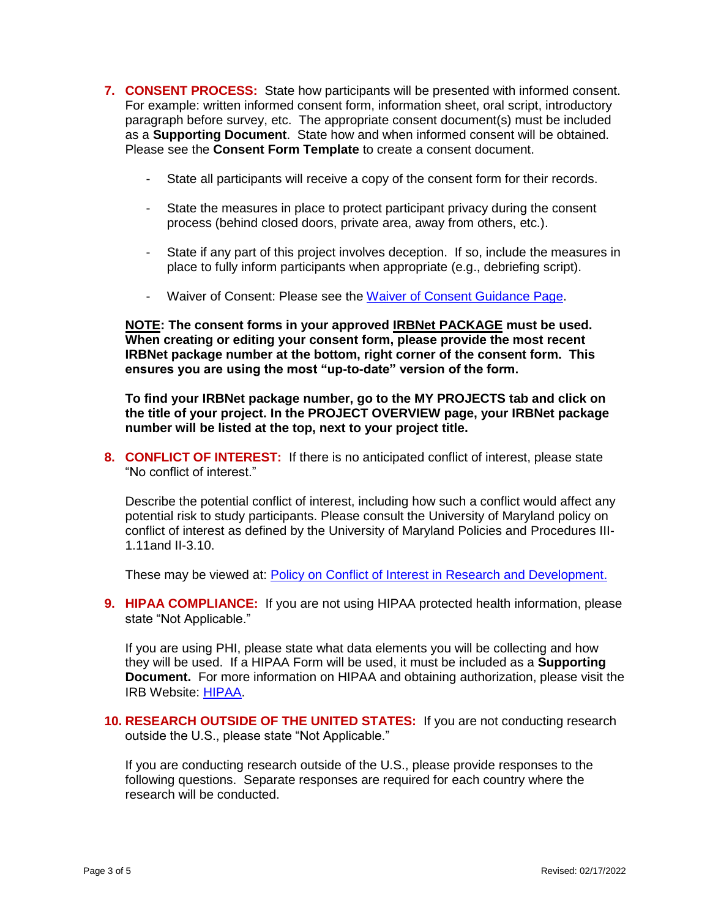7. **CONSENT PROCESS:** State how participants will be presented with informed consent. For example: written informed consent form, information sheet, oral script, introductory paragraph before survey, etc. The appropriate consent document(s) must be included as a **Supporting Document**. State how and when informed consent will be obtained. Please see the **Consent Form Template** to create a consent document.

   - State all participants will receive a copy of the consent form for their records.
   - State the measures in place to protect participant privacy during the consent process (behind closed doors, private area, away from others, etc.).
   - State if any part of this project involves deception. If so, include the measures in place to fully inform participants when appropriate (e.g., debriefing script).
   - Waiver of Consent: Please see the Waiver of Consent Guidance Page.

   **NOTE: The consent forms in your approved IRBNet PACKAGE must be used. When creating or editing your consent form, please provide the most recent IRBNet package number at the bottom, right corner of the consent form. This ensures you are using the most "up-to-date" version of the form.**

   **To find your IRBNet package number, go to the MY PROJECTS tab and click on the title of your project. In the PROJECT OVERVIEW page, your IRBNet package number will be listed at the top, next to your project title.**

8. **CONFLICT OF INTEREST:** If there is no anticipated conflict of interest, please state "No conflict of interest."

   Describe the potential conflict of interest, including how such a conflict would affect any potential risk to study participants. Please consult the University of Maryland policy on conflict of interest as defined by the University of Maryland Policies and Procedures III-1.11and II-3.10.

   These may be viewed at: Policy on Conflict of Interest in Research and Development.

9. **HIPAA COMPLIANCE:** If you are not using HIPAA protected health information, please state "Not Applicable."

   If you are using PHI, please state what data elements you will be collecting and how they will be used. If a HIPAA Form will be used, it must be included as a **Supporting Document.** For more information on HIPAA and obtaining authorization, please visit the IRB Website: HIPAA.

10. **RESEARCH OUTSIDE OF THE UNITED STATES:** If you are not conducting research outside the U.S., please state "Not Applicable."

    If you are conducting research outside of the U.S., please provide responses to the following questions. Separate responses are required for each country where the research will be conducted.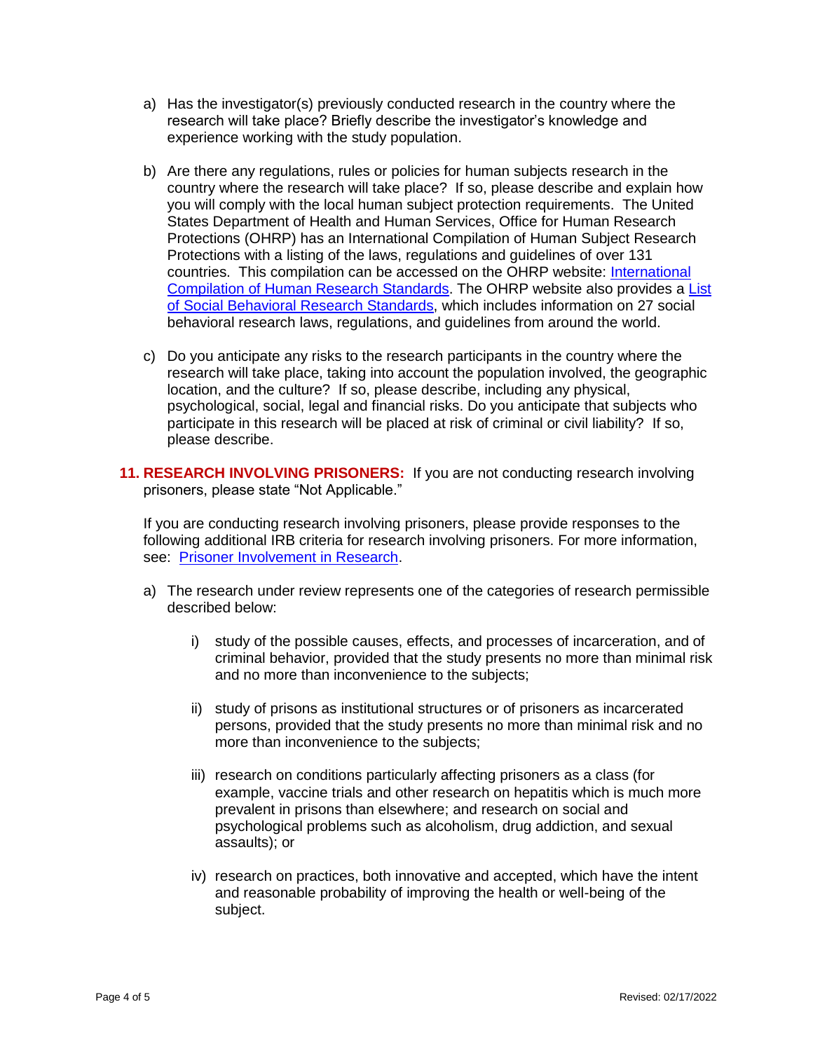a) Has the investigator(s) previously conducted research in the country where the research will take place? Briefly describe the investigator's knowledge and experience working with the study population.

b) Are there any regulations, rules or policies for human subjects research in the country where the research will take place? If so, please describe and explain how you will comply with the local human subject protection requirements. The United States Department of Health and Human Services, Office for Human Research Protections (OHRP) has an International Compilation of Human Subject Research Protections with a listing of the laws, regulations and guidelines of over 131 countries. This compilation can be accessed on the OHRP website: International Compilation of Human Research Standards. The OHRP website also provides a List of Social Behavioral Research Standards, which includes information on 27 social behavioral research laws, regulations, and guidelines from around the world.

c) Do you anticipate any risks to the research participants in the country where the research will take place, taking into account the population involved, the geographic location, and the culture? If so, please describe, including any physical, psychological, social, legal and financial risks. Do you anticipate that subjects who participate in this research will be placed at risk of criminal or civil liability? If so, please describe.

**11. RESEARCH INVOLVING PRISONERS:** If you are not conducting research involving prisoners, please state "Not Applicable."

If you are conducting research involving prisoners, please provide responses to the following additional IRB criteria for research involving prisoners. For more information, see: Prisoner Involvement in Research.

a) The research under review represents one of the categories of research permissible described below:

   i) study of the possible causes, effects, and processes of incarceration, and of criminal behavior, provided that the study presents no more than minimal risk and no more than inconvenience to the subjects;

   ii) study of prisons as institutional structures or of prisoners as incarcerated persons, provided that the study presents no more than minimal risk and no more than inconvenience to the subjects;

   iii) research on conditions particularly affecting prisoners as a class (for example, vaccine trials and other research on hepatitis which is much more prevalent in prisons than elsewhere; and research on social and psychological problems such as alcoholism, drug addiction, and sexual assaults); or

   iv) research on practices, both innovative and accepted, which have the intent and reasonable probability of improving the health or well-being of the subject.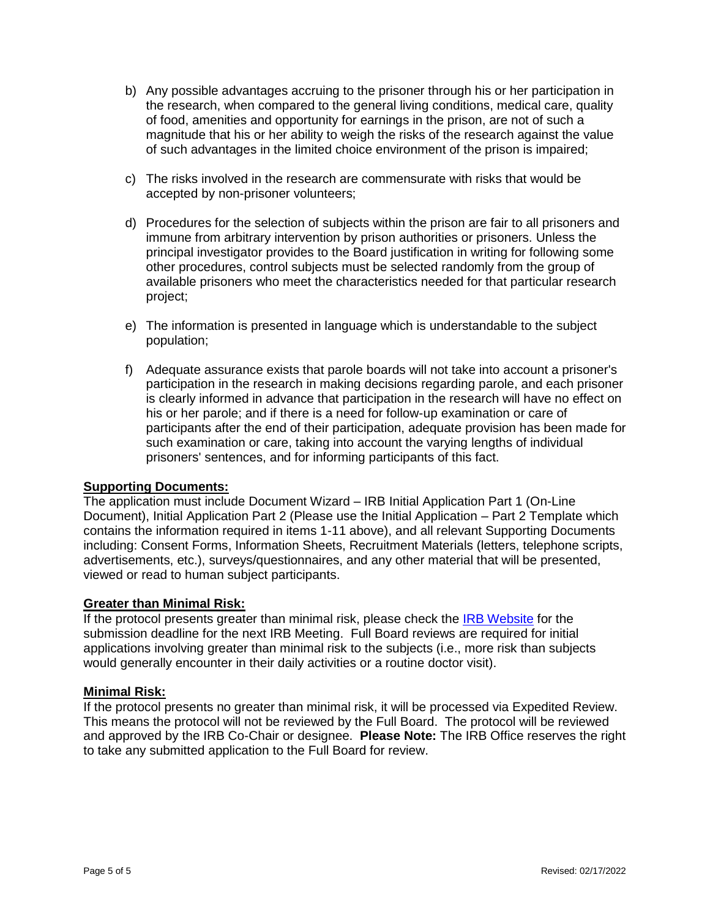b) Any possible advantages accruing to the prisoner through his or her participation in the research, when compared to the general living conditions, medical care, quality of food, amenities and opportunity for earnings in the prison, are not of such a magnitude that his or her ability to weigh the risks of the research against the value of such advantages in the limited choice environment of the prison is impaired;

c) The risks involved in the research are commensurate with risks that would be accepted by non-prisoner volunteers;

d) Procedures for the selection of subjects within the prison are fair to all prisoners and immune from arbitrary intervention by prison authorities or prisoners. Unless the principal investigator provides to the Board justification in writing for following some other procedures, control subjects must be selected randomly from the group of available prisoners who meet the characteristics needed for that particular research project;

e) The information is presented in language which is understandable to the subject population;

f) Adequate assurance exists that parole boards will not take into account a prisoner's participation in the research in making decisions regarding parole, and each prisoner is clearly informed in advance that participation in the research will have no effect on his or her parole; and if there is a need for follow-up examination or care of participants after the end of their participation, adequate provision has been made for such examination or care, taking into account the varying lengths of individual prisoners' sentences, and for informing participants of this fact.

**Supporting Documents:**

The application must include Document Wizard – IRB Initial Application Part 1 (On-Line Document), Initial Application Part 2 (Please use the Initial Application – Part 2 Template which contains the information required in items 1-11 above), and all relevant Supporting Documents including: Consent Forms, Information Sheets, Recruitment Materials (letters, telephone scripts, advertisements, etc.), surveys/questionnaires, and any other material that will be presented, viewed or read to human subject participants.

**Greater than Minimal Risk:**

If the protocol presents greater than minimal risk, please check the IRB Website for the submission deadline for the next IRB Meeting. Full Board reviews are required for initial applications involving greater than minimal risk to the subjects (i.e., more risk than subjects would generally encounter in their daily activities or a routine doctor visit).

**Minimal Risk:**

If the protocol presents no greater than minimal risk, it will be processed via Expedited Review. This means the protocol will not be reviewed by the Full Board. The protocol will be reviewed and approved by the IRB Co-Chair or designee. **Please Note:** The IRB Office reserves the right to take any submitted application to the Full Board for review.